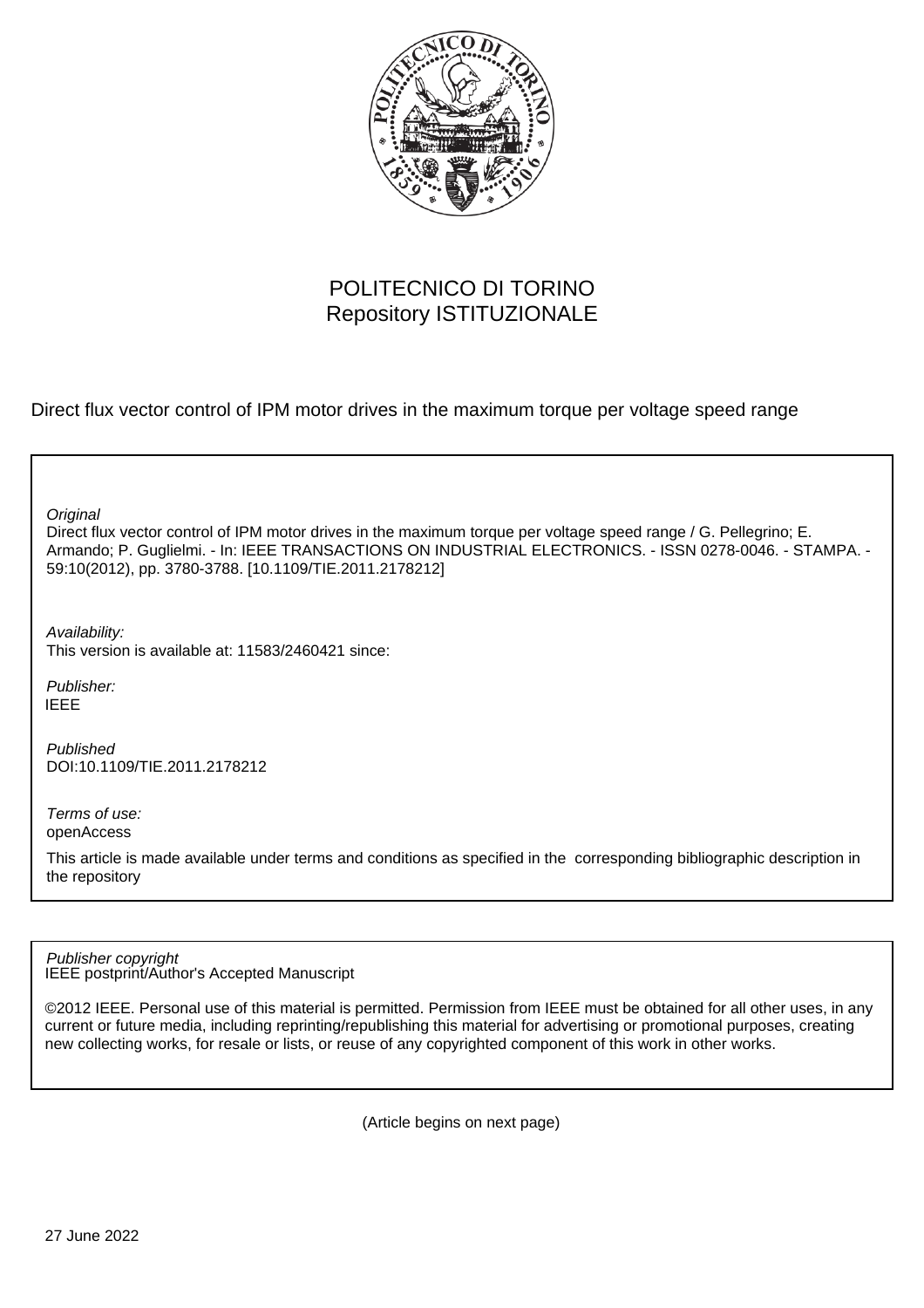POLITECNICO DI TORINO
Repository ISTITUZIONALE

Direct flux vector control of IPM motor drives in the maximum torque per voltage speed range

*Original*
Direct flux vector control of IPM motor drives in the maximum torque per voltage speed range / G. Pellegrino; E. Armando; P. Guglielmi. - In: IEEE TRANSACTIONS ON INDUSTRIAL ELECTRONICS. - ISSN 0278-0046. - STAMPA. - 59:10(2012), pp. 3780-3788. [10.1109/TIE.2011.2178212]

*Availability:*
This version is available at: 11583/2460421 since:

*Publisher:*
IEEE

*Published*
DOI:10.1109/TIE.2011.2178212

*Terms of use:*
openAccess

This article is made available under terms and conditions as specified in the corresponding bibliographic description in the repository

*Publisher copyright*
IEEE postprint/Author's Accepted Manuscript

©2012 IEEE. Personal use of this material is permitted. Permission from IEEE must be obtained for all other uses, in any current or future media, including reprinting/republishing this material for advertising or promotional purposes, creating new collecting works, for resale or lists, or reuse of any copyrighted component of this work in other works.

(Article begins on next page)

27 June 2022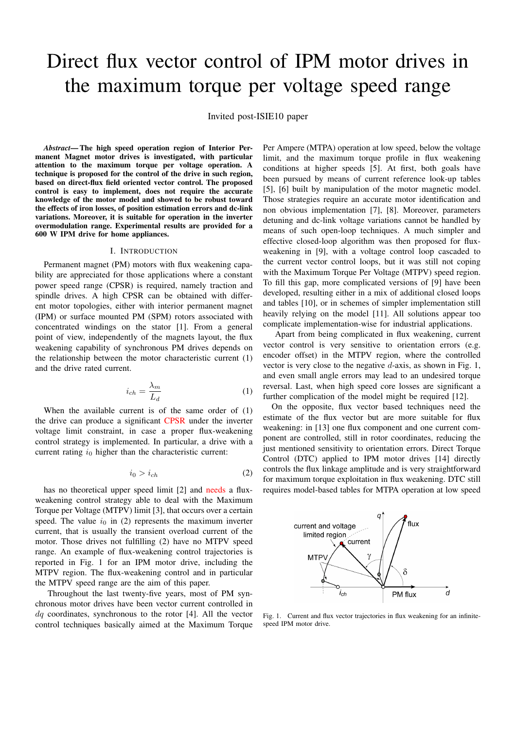# Direct flux vector control of IPM motor drives in the maximum torque per voltage speed range

Invited post-ISIE10 paper

***Abstract*— The high speed operation region of Interior Permanent Magnet motor drives is investigated, with particular attention to the maximum torque per voltage operation. A technique is proposed for the control of the drive in such region, based on direct-flux field oriented vector control. The proposed control is easy to implement, does not require the accurate knowledge of the motor model and showed to be robust toward the effects of iron losses, of position estimation errors and dc-link variations. Moreover, it is suitable for operation in the inverter overmodulation range. Experimental results are provided for a 600 W IPM drive for home appliances.**

## I. Introduction

Permanent magnet (PM) motors with flux weakening capability are appreciated for those applications where a constant power speed range (CPSR) is required, namely traction and spindle drives. A high CPSR can be obtained with different motor topologies, either with interior permanent magnet (IPM) or surface mounted PM (SPM) rotors associated with concentrated windings on the stator [1]. From a general point of view, independently of the magnets layout, the flux weakening capability of synchronous PM drives depends on the relationship between the motor characteristic current (1) and the drive rated current.

$$i_{ch} = \frac{\lambda_m}{L_d} \tag{1}$$

When the available current is of the same order of (1) the drive can produce a significant CPSR under the inverter voltage limit constraint, in case a proper flux-weakening control strategy is implemented. In particular, a drive with a current rating $i_0$ higher than the characteristic current:

$$i_0 > i_{ch} \tag{2}$$

has no theoretical upper speed limit [2] and needs a flux-weakening control strategy able to deal with the Maximum Torque per Voltage (MTPV) limit [3], that occurs over a certain speed. The value $i_0$ in (2) represents the maximum inverter current, that is usually the transient overload current of the motor. Those drives not fulfilling (2) have no MTPV speed range. An example of flux-weakening control trajectories is reported in Fig. 1 for an IPM motor drive, including the MTPV region. The flux-weakening control and in particular the MTPV speed range are the aim of this paper.

Throughout the last twenty-five years, most of PM synchronous motor drives have been vector current controlled in $dq$ coordinates, synchronous to the rotor [4]. All the vector control techniques basically aimed at the Maximum Torque Per Ampere (MTPA) operation at low speed, below the voltage limit, and the maximum torque profile in flux weakening conditions at higher speeds [5]. At first, both goals have been pursued by means of current reference look-up tables [5], [6] built by manipulation of the motor magnetic model. Those strategies require an accurate motor identification and non obvious implementation [7], [8]. Moreover, parameters detuning and dc-link voltage variations cannot be handled by means of such open-loop techniques. A much simpler and effective closed-loop algorithm was then proposed for flux-weakening in [9], with a voltage control loop cascaded to the current vector control loops, but it was still not coping with the Maximum Torque Per Voltage (MTPV) speed region. To fill this gap, more complicated versions of [9] have been developed, resulting either in a mix of additional closed loops and tables [10], or in schemes of simpler implementation still heavily relying on the model [11]. All solutions appear too complicate implementation-wise for industrial applications.

Apart from being complicated in flux weakening, current vector control is very sensitive to orientation errors (e.g. encoder offset) in the MTPV region, where the controlled vector is very close to the negative $d$-axis, as shown in Fig. 1, and even small angle errors may lead to an undesired torque reversal. Last, when high speed core losses are significant a further complication of the model might be required [12].

On the opposite, flux vector based techniques need the estimate of the flux vector but are more suitable for flux weakening: in [13] one flux component and one current component are controlled, still in rotor coordinates, reducing the just mentioned sensitivity to orientation errors. Direct Torque Control (DTC) applied to IPM motor drives [14] directly controls the flux linkage amplitude and is very straightforward for maximum torque exploitation in flux weakening. DTC still requires model-based tables for MTPA operation at low speed

Fig. 1. Current and flux vector trajectories in flux weakening for an infinite-speed IPM motor drive.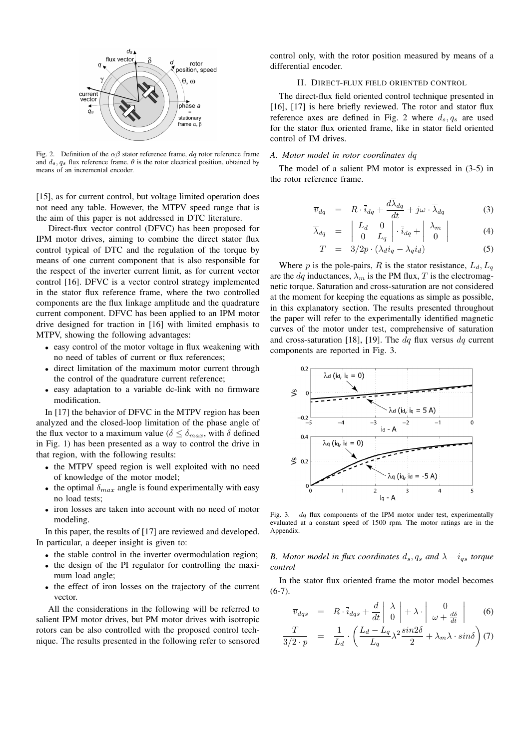Fig. 2. Definition of the $\alpha\beta$ stator reference frame, $dq$ rotor reference frame and $d_s, q_s$ flux reference frame. $\theta$ is the rotor electrical position, obtained by means of an incremental encoder.

[15], as for current control, but voltage limited operation does not need any table. However, the MTPV speed range that is the aim of this paper is not addressed in DTC literature.

Direct-flux vector control (DFVC) has been proposed for IPM motor drives, aiming to combine the direct stator flux control typical of DTC and the regulation of the torque by means of one current component that is also responsible for the respect of the inverter current limit, as for current vector control [16]. DFVC is a vector control strategy implemented in the stator flux reference frame, where the two controlled components are the flux linkage amplitude and the quadrature current component. DFVC has been applied to an IPM motor drive designed for traction in [16] with limited emphasis to MTPV, showing the following advantages:

- easy control of the motor voltage in flux weakening with no need of tables of current or flux references;
- direct limitation of the maximum motor current through the control of the quadrature current reference;
- easy adaptation to a variable dc-link with no firmware modification.

In [17] the behavior of DFVC in the MTPV region has been analyzed and the closed-loop limitation of the phase angle of the flux vector to a maximum value ($\delta \leq \delta_{max}$, with $\delta$ defined in Fig. 1) has been presented as a way to control the drive in that region, with the following results:

- the MTPV speed region is well exploited with no need of knowledge of the motor model;
- the optimal $\delta_{max}$ angle is found experimentally with easy no load tests;
- iron losses are taken into account with no need of motor modeling.

In this paper, the results of [17] are reviewed and developed. In particular, a deeper insight is given to:

- the stable control in the inverter overmodulation region;
- the design of the PI regulator for controlling the maximum load angle;
- the effect of iron losses on the trajectory of the current vector.

All the considerations in the following will be referred to salient IPM motor drives, but PM motor drives with isotropic rotors can be also controlled with the proposed control technique. The results presented in the following refer to sensored control only, with the rotor position measured by means of a differential encoder.

## II. Direct-flux field oriented control

The direct-flux field oriented control technique presented in [16], [17] is here briefly reviewed. The rotor and stator flux reference axes are defined in Fig. 2 where $d_s, q_s$ are used for the stator flux oriented frame, like in stator field oriented control of IM drives.

### A. Motor model in rotor coordinates $dq$

The model of a salient PM motor is expressed in (3-5) in the rotor reference frame.

$$\overline{v}_{dq} = R \cdot \overline{i}_{dq} + \frac{d\overline{\lambda}_{dq}}{dt} + j\omega \cdot \overline{\lambda}_{dq} \tag{3}$$

$$\overline{\lambda}_{dq} = \begin{vmatrix} L_d & 0 \\ 0 & L_q \end{vmatrix} \cdot \overline{i}_{dq} + \begin{vmatrix} \lambda_m \\ 0 \end{vmatrix} \tag{4}$$

$$T = 3/2p \cdot (\lambda_d i_q - \lambda_q i_d) \tag{5}$$

Where $p$ is the pole-pairs, $R$ is the stator resistance, $L_d, L_q$ are the $dq$ inductances, $\lambda_m$ is the PM flux, $T$ is the electromagnetic torque. Saturation and cross-saturation are not considered at the moment for keeping the equations as simple as possible, in this explanatory section. The results presented throughout the paper will refer to the experimentally identified magnetic curves of the motor under test, comprehensive of saturation and cross-saturation [18], [19]. The $dq$ flux versus $dq$ current components are reported in Fig. 3.

Fig. 3. $dq$ flux components of the IPM motor under test, experimentally evaluated at a constant speed of 1500 rpm. The motor ratings are in the Appendix.

### B. Motor model in flux coordinates $d_s, q_s$ and $\lambda - i_{qs}$ torque control

In the stator flux oriented frame the motor model becomes (6-7).

$$\overline{v}_{dqs} = R \cdot \overline{i}_{dqs} + \frac{d}{dt} \begin{vmatrix} \lambda \\ 0 \end{vmatrix} + \lambda \cdot \begin{vmatrix} 0 \\ \omega + \frac{d\delta}{dt} \end{vmatrix} \tag{6}$$

$$\frac{T}{3/2 \cdot p} = \frac{1}{L_d} \cdot \left( \frac{L_d - L_q}{L_q} \lambda^2 \frac{sin2\delta}{2} + \lambda_m \lambda \cdot sin\delta \right) \tag{7}$$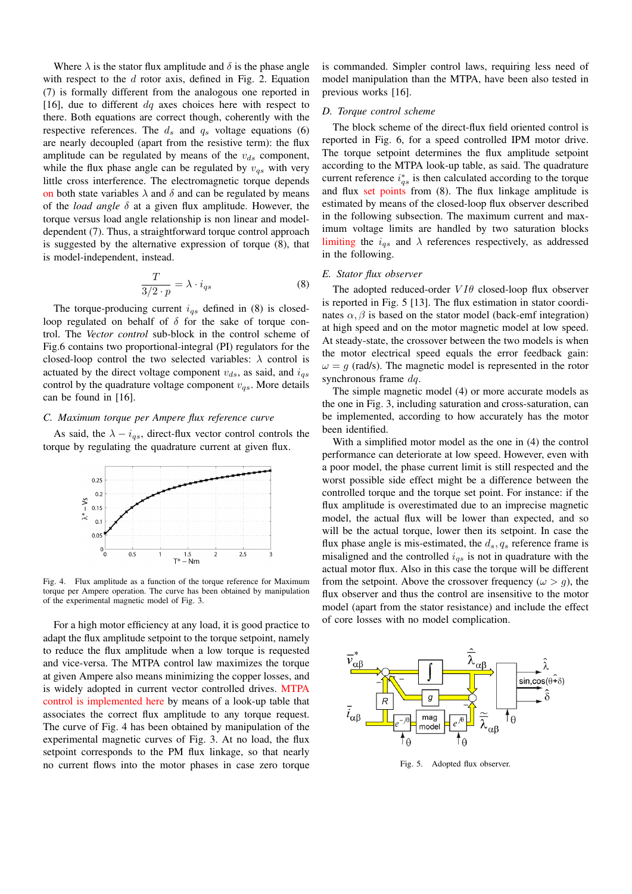Where $\lambda$ is the stator flux amplitude and $\delta$ is the phase angle with respect to the $d$ rotor axis, defined in Fig. 2. Equation (7) is formally different from the analogous one reported in [16], due to different $dq$ axes choices here with respect to there. Both equations are correct though, coherently with the respective references. The $d_s$ and $q_s$ voltage equations (6) are nearly decoupled (apart from the resistive term): the flux amplitude can be regulated by means of the $v_{ds}$ component, while the flux phase angle can be regulated by $v_{qs}$ with very little cross interference. The electromagnetic torque depends on both state variables $\lambda$ and $\delta$ and can be regulated by means of the *load angle* $\delta$ at a given flux amplitude. However, the torque versus load angle relationship is non linear and model-dependent (7). Thus, a straightforward torque control approach is suggested by the alternative expression of torque (8), that is model-independent, instead.

$$\frac{T}{3/2 \cdot p} = \lambda \cdot i_{qs} \tag{8}$$

The torque-producing current $i_{qs}$ defined in (8) is closed-loop regulated on behalf of $\delta$ for the sake of torque control. The *Vector control* sub-block in the control scheme of Fig.6 contains two proportional-integral (PI) regulators for the closed-loop control the two selected variables: $\lambda$ control is actuated by the direct voltage component $v_{ds}$, as said, and $i_{qs}$ control by the quadrature voltage component $v_{qs}$. More details can be found in [16].

### C. Maximum torque per Ampere flux reference curve

As said, the $\lambda - i_{qs}$, direct-flux vector control controls the torque by regulating the quadrature current at given flux.

Fig. 4. Flux amplitude as a function of the torque reference for Maximum torque per Ampere operation. The curve has been obtained by manipulation of the experimental magnetic model of Fig. 3.

For a high motor efficiency at any load, it is good practice to adapt the flux amplitude setpoint to the torque setpoint, namely to reduce the flux amplitude when a low torque is requested and vice-versa. The MTPA control law maximizes the torque at given Ampere also means minimizing the copper losses, and is widely adopted in current vector controlled drives. MTPA control is implemented here by means of a look-up table that associates the correct flux amplitude to any torque request. The curve of Fig. 4 has been obtained by manipulation of the experimental magnetic curves of Fig. 3. At no load, the flux setpoint corresponds to the PM flux linkage, so that nearly no current flows into the motor phases in case zero torque is commanded. Simpler control laws, requiring less need of model manipulation than the MTPA, have been also tested in previous works [16].

### D. Torque control scheme

The block scheme of the direct-flux field oriented control is reported in Fig. 6, for a speed controlled IPM motor drive. The torque setpoint determines the flux amplitude setpoint according to the MTPA look-up table, as said. The quadrature current reference $i^*_{qs}$ is then calculated according to the torque and flux set points from (8). The flux linkage amplitude is estimated by means of the closed-loop flux observer described in the following subsection. The maximum current and maximum voltage limits are handled by two saturation blocks limiting the $i_{qs}$ and $\lambda$ references respectively, as addressed in the following.

### E. Stator flux observer

The adopted reduced-order $VI\theta$ closed-loop flux observer is reported in Fig. 5 [13]. The flux estimation in stator coordinates $\alpha, \beta$ is based on the stator model (back-emf integration) at high speed and on the motor magnetic model at low speed. At steady-state, the crossover between the two models is when the motor electrical speed equals the error feedback gain: $\omega = g$ (rad/s). The magnetic model is represented in the rotor synchronous frame $dq$.

The simple magnetic model (4) or more accurate models as the one in Fig. 3, including saturation and cross-saturation, can be implemented, according to how accurately has the motor been identified.

With a simplified motor model as the one in (4) the control performance can deteriorate at low speed. However, even with a poor model, the phase current limit is still respected and the worst possible side effect might be a difference between the controlled torque and the torque set point. For instance: if the flux amplitude is overestimated due to an imprecise magnetic model, the actual flux will be lower than expected, and so will be the actual torque, lower then its setpoint. In case the flux phase angle is mis-estimated, the $d_s, q_s$ reference frame is misaligned and the controlled $i_{qs}$ is not in quadrature with the actual motor flux. Also in this case the torque will be different from the setpoint. Above the crossover frequency ($\omega > g$), the flux observer and thus the control are insensitive to the motor model (apart from the stator resistance) and include the effect of core losses with no model complication.

Fig. 5. Adopted flux observer.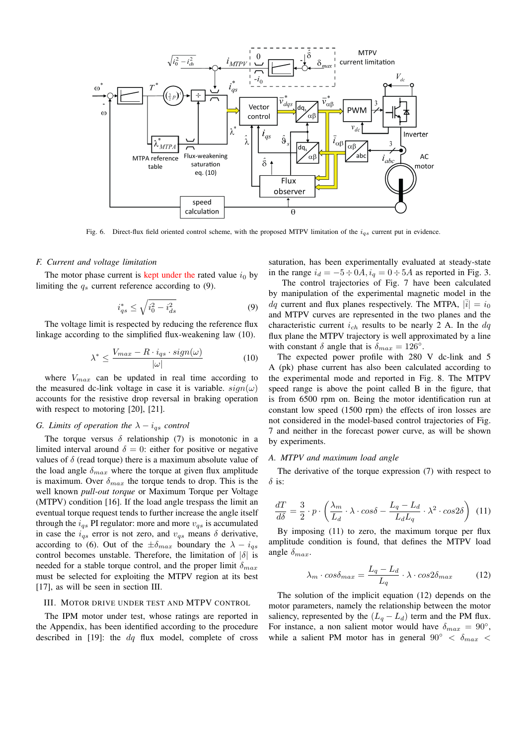Fig. 6. Direct-flux field oriented control scheme, with the proposed MTPV limitation of the $i_{qs}$ current put in evidence.

### F. Current and voltage limitation

The motor phase current is kept under the rated value $i_0$ by limiting the $q_s$ current reference according to (9).

$$i_{qs}^* \leq \sqrt{i_0^2 - i_{ds}^2} \tag{9}$$

The voltage limit is respected by reducing the reference flux linkage according to the simplified flux-weakening law (10).

$$\lambda^* \leq \frac{V_{max} - R \cdot i_{qs} \cdot sign(\omega)}{|\omega|} \tag{10}$$

where $V_{max}$ can be updated in real time according to the measured dc-link voltage in case it is variable. $sign(\omega)$ accounts for the resistive drop reversal in braking operation with respect to motoring [20], [21].

### G. Limits of operation the $\lambda - i_{qs}$ control

The torque versus $\delta$ relationship (7) is monotonic in a limited interval around $\delta = 0$: either for positive or negative values of $\delta$ (read torque) there is a maximum absolute value of the load angle $\delta_{max}$ where the torque at given flux amplitude is maximum. Over $\delta_{max}$ the torque tends to drop. This is the well known *pull-out torque* or Maximum Torque per Voltage (MTPV) condition [16]. If the load angle trespass the limit an eventual torque request tends to further increase the angle itself through the $i_{qs}$ PI regulator: more and more $v_{qs}$ is accumulated in case the $i_{qs}$ error is not zero, and $v_{qs}$ means $\delta$ derivative, according to (6). Out of the $\pm\delta_{max}$ boundary the $\lambda - i_{qs}$ control becomes unstable. Therefore, the limitation of $|\delta|$ is needed for a stable torque control, and the proper limit $\delta_{max}$ must be selected for exploiting the MTPV region at its best [17], as will be seen in section III.

## III. Motor Drive under Test and MTPV Control

The IPM motor under test, whose ratings are reported in the Appendix, has been identified according to the procedure described in [19]: the $dq$ flux model, complete of cross saturation, has been experimentally evaluated at steady-state in the range $i_d = -5 \div 0A, i_q = 0 \div 5A$ as reported in Fig. 3.

The control trajectories of Fig. 7 have been calculated by manipulation of the experimental magnetic model in the $dq$ current and flux planes respectively. The MTPA, $|\bar{i}| = i_0$ and MTPV curves are represented in the two planes and the characteristic current $i_{ch}$ results to be nearly 2 A. In the $dq$ flux plane the MTPV trajectory is well approximated by a line with constant $\delta$ angle that is $\delta_{max} = 126°$.

The expected power profile with 280 V dc-link and 5 A (pk) phase current has also been calculated according to the experimental mode and reported in Fig. 8. The MTPV speed range is above the point called B in the figure, that is from 6500 rpm on. Being the motor identification run at constant low speed (1500 rpm) the effects of iron losses are not considered in the model-based control trajectories of Fig. 7 and neither in the forecast power curve, as will be shown by experiments.

### A. MTPV and maximum load angle

The derivative of the torque expression (7) with respect to $\delta$ is:

$$\frac{dT}{d\delta} = \frac{3}{2} \cdot p \cdot \left( \frac{\lambda_m}{L_d} \cdot \lambda \cdot cos\delta - \frac{L_q - L_d}{L_d L_q} \cdot \lambda^2 \cdot cos2\delta \right) \tag{11}$$

By imposing (11) to zero, the maximum torque per flux amplitude condition is found, that defines the MTPV load angle $\delta_{max}$.

$$\lambda_m \cdot cos\delta_{max} = \frac{L_q - L_d}{L_q} \cdot \lambda \cdot cos2\delta_{max} \tag{12}$$

The solution of the implicit equation (12) depends on the motor parameters, namely the relationship between the motor saliency, represented by the $(L_q - L_d)$ term and the PM flux. For instance, a non salient motor would have $\delta_{max} = 90°$, while a salient PM motor has in general $90° < \delta_{max} <$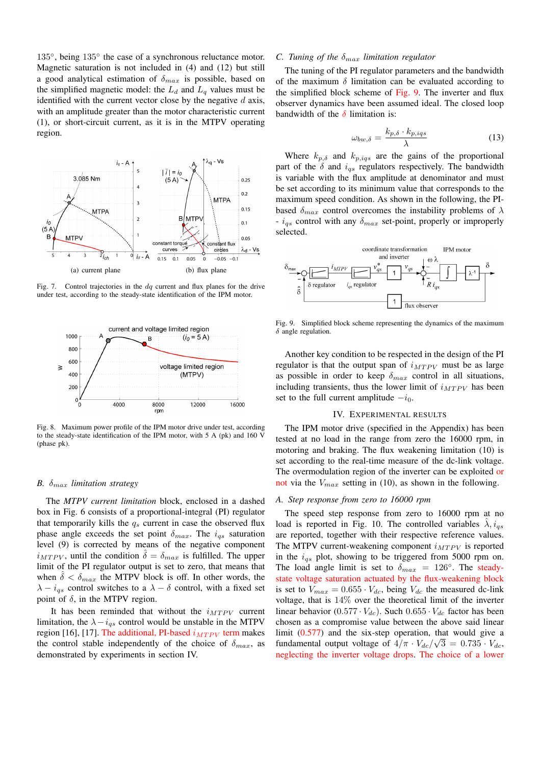135°, being 135° the case of a synchronous reluctance motor. Magnetic saturation is not included in (4) and (12) but still a good analytical estimation of $\delta_{max}$ is possible, based on the simplified magnetic model: the $L_d$ and $L_q$ values must be identified with the current vector close by the negative $d$ axis, with an amplitude greater than the motor characteristic current (1), or short-circuit current, as it is in the MTPV operating region.

(a) current plane (b) flux plane

Fig. 7. Control trajectories in the $dq$ current and flux planes for the drive under test, according to the steady-state identification of the IPM motor.

Fig. 8. Maximum power profile of the IPM motor drive under test, according to the steady-state identification of the IPM motor, with 5 A (pk) and 160 V (phase pk).

### B. $\delta_{max}$ limitation strategy

The *MTPV current limitation* block, enclosed in a dashed box in Fig. 6 consists of a proportional-integral (PI) regulator that temporarily kills the $q_s$ current in case the observed flux phase angle exceeds the set point $\delta_{max}$. The $i_{qs}$ saturation level (9) is corrected by means of the negative component $i_{MTPV}$, until the condition $\hat{\delta} = \delta_{max}$ is fulfilled. The upper limit of the PI regulator output is set to zero, that means that when $\hat{\delta} < \delta_{max}$ the MTPV block is off. In other words, the $\lambda - i_{qs}$ control switches to a $\lambda - \delta$ control, with a fixed set point of $\delta$, in the MTPV region.

It has been reminded that without the $i_{MTPV}$ current limitation, the $\lambda - i_{qs}$ control would be unstable in the MTPV region [16], [17]. The additional, PI-based $i_{MTPV}$ term makes the control stable independently of the choice of $\delta_{max}$, as demonstrated by experiments in section IV.

### C. Tuning of the $\delta_{max}$ limitation regulator

The tuning of the PI regulator parameters and the bandwidth of the maximum $\delta$ limitation can be evaluated according to the simplified block scheme of Fig. 9. The inverter and flux observer dynamics have been assumed ideal. The closed loop bandwidth of the $\delta$ limitation is:

$$\omega_{bw,\delta} = \frac{k_{p,\delta} \cdot k_{p,iqs}}{\lambda} \tag{13}$$

Where $k_{p,\delta}$ and $k_{p,iqs}$ are the gains of the proportional part of the $\delta$ and $i_{qs}$ regulators respectively. The bandwidth is variable with the flux amplitude at denominator and must be set according to its minimum value that corresponds to the maximum speed condition. As shown in the following, the PI-based $\delta_{max}$ control overcomes the instability problems of $\lambda$ - $i_{qs}$ control with any $\delta_{max}$ set-point, properly or improperly selected.

Fig. 9. Simplified block scheme representing the dynamics of the maximum $\delta$ angle regulation.

Another key condition to be respected in the design of the PI regulator is that the output span of $i_{MTPV}$ must be as large as possible in order to keep $\delta_{max}$ control in all situations, including transients, thus the lower limit of $i_{MTPV}$ has been set to the full current amplitude $-i_0$.

## IV. Experimental Results

The IPM motor drive (specified in the Appendix) has been tested at no load in the range from zero the 16000 rpm, in motoring and braking. The flux weakening limitation (10) is set according to the real-time measure of the dc-link voltage. The overmodulation region of the inverter can be exploited or not via the $V_{max}$ setting in (10), as shown in the following.

### A. Step response from zero to 16000 rpm

The speed step response from zero to 16000 rpm at no load is reported in Fig. 10. The controlled variables $\hat{\lambda}, i_{qs}$ are reported, together with their respective reference values. The MTPV current-weakening component $i_{MTPV}$ is reported in the $i_{qs}$ plot, showing to be triggered from 5000 rpm on. The load angle limit is set to $\delta_{max} = 126°$. The steady-state voltage saturation actuated by the flux-weakening block is set to $V_{max} = 0.655 \cdot V_{dc}$, being $V_{dc}$ the measured dc-link voltage, that is 14% over the theoretical limit of the inverter linear behavior ($0.577 \cdot V_{dc}$). Such $0.655 \cdot V_{dc}$ factor has been chosen as a compromise value between the above said linear limit (0.577) and the six-step operation, that would give a fundamental output voltage of $4/\pi \cdot V_{dc}/\sqrt{3} = 0.735 \cdot V_{dc}$, neglecting the inverter voltage drops. The choice of a lower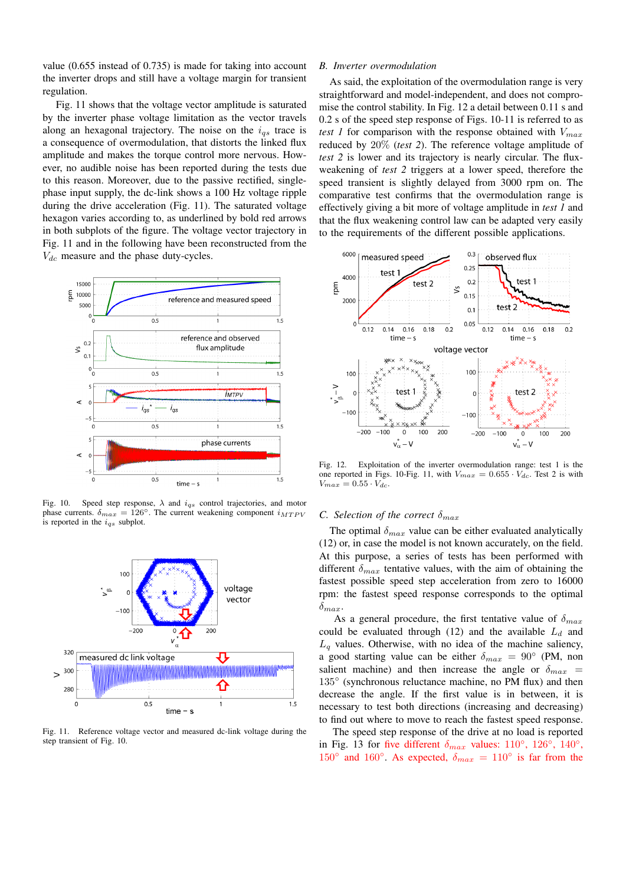value (0.655 instead of 0.735) is made for taking into account the inverter drops and still have a voltage margin for transient regulation.

Fig. 11 shows that the voltage vector amplitude is saturated by the inverter phase voltage limitation as the vector travels along an hexagonal trajectory. The noise on the $i_{qs}$ trace is a consequence of overmodulation, that distorts the linked flux amplitude and makes the torque control more nervous. However, no audible noise has been reported during the tests due to this reason. Moreover, due to the passive rectified, single-phase input supply, the dc-link shows a 100 Hz voltage ripple during the drive acceleration (Fig. 11). The saturated voltage hexagon varies according to, as underlined by bold red arrows in both subplots of the figure. The voltage vector trajectory in Fig. 11 and in the following have been reconstructed from the $V_{dc}$ measure and the phase duty-cycles.

Fig. 10. Speed step response, $\lambda$ and $i_{qs}$ control trajectories, and motor phase currents. $\delta_{max} = 126°$. The current weakening component $i_{MTPV}$ is reported in the $i_{qs}$ subplot.

Fig. 11. Reference voltage vector and measured dc-link voltage during the step transient of Fig. 10.

## B. Inverter overmodulation

As said, the exploitation of the overmodulation range is very straightforward and model-independent, and does not compromise the control stability. In Fig. 12 a detail between 0.11 s and 0.2 s of the speed step response of Figs. 10-11 is referred to as *test 1* for comparison with the response obtained with $V_{max}$ reduced by 20% (*test 2*). The reference voltage amplitude of *test 2* is lower and its trajectory is nearly circular. The flux-weakening of *test 2* triggers at a lower speed, therefore the speed transient is slightly delayed from 3000 rpm on. The comparative test confirms that the overmodulation range is effectively giving a bit more of voltage amplitude in *test 1* and that the flux weakening control law can be adapted very easily to the requirements of the different possible applications.

Fig. 12. Exploitation of the inverter overmodulation range: test 1 is the one reported in Figs. 10-Fig. 11, with $V_{max} = 0.655 \cdot V_{dc}$. Test 2 is with $V_{max} = 0.55 \cdot V_{dc}$.

## C. Selection of the correct $\delta_{max}$

The optimal $\delta_{max}$ value can be either evaluated analytically (12) or, in case the model is not known accurately, on the field. At this purpose, a series of tests has been performed with different $\delta_{max}$ tentative values, with the aim of obtaining the fastest possible speed step acceleration from zero to 16000 rpm: the fastest speed response corresponds to the optimal $\delta_{max}$.

As a general procedure, the first tentative value of $\delta_{max}$ could be evaluated through (12) and the available $L_d$ and $L_q$ values. Otherwise, with no idea of the machine saliency, a good starting value can be either $\delta_{max} = 90°$ (PM, non salient machine) and then increase the angle or $\delta_{max} = 135°$ (synchronous reluctance machine, no PM flux) and then decrease the angle. If the first value is in between, it is necessary to test both directions (increasing and decreasing) to find out where to move to reach the fastest speed response.

The speed step response of the drive at no load is reported in Fig. 13 for five different $\delta_{max}$ values: 110°, 126°, 140°, 150° and 160°. As expected, $\delta_{max} = 110°$ is far from the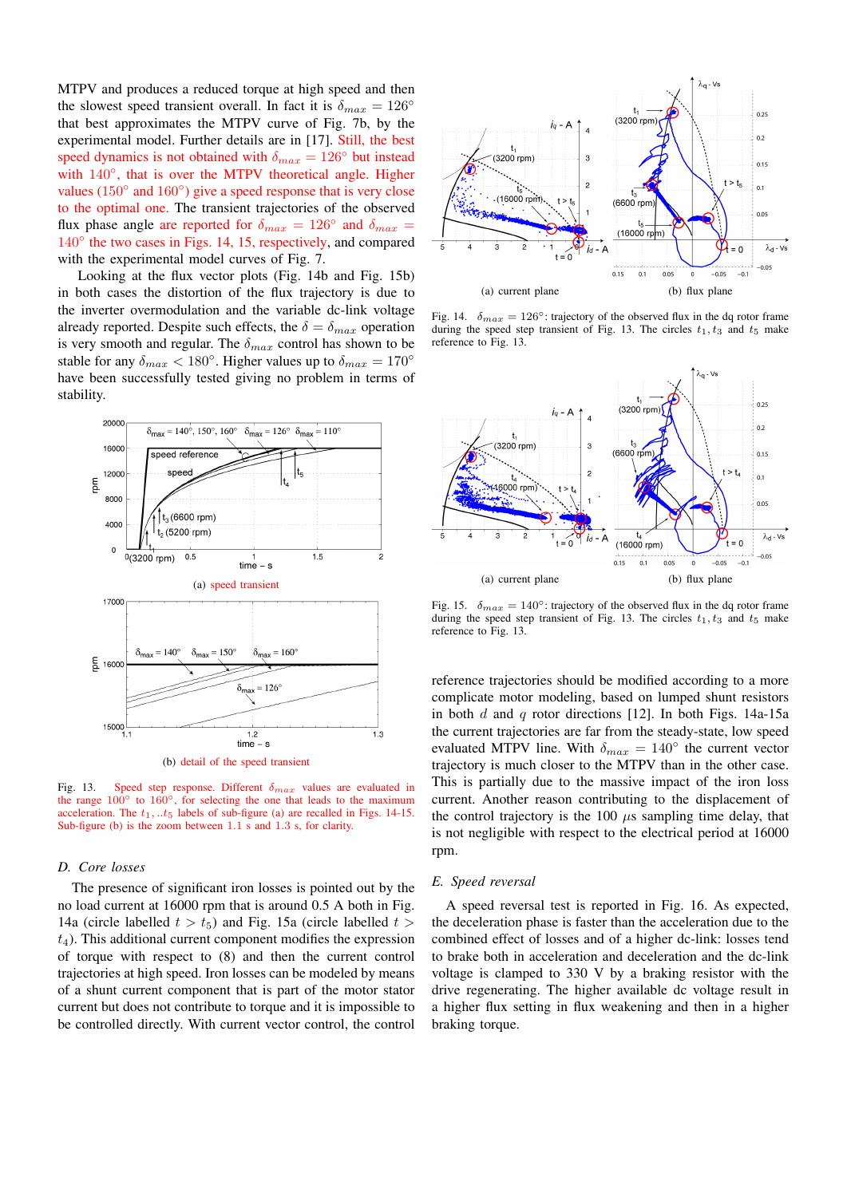MTPV and produces a reduced torque at high speed and then the slowest speed transient overall. In fact it is $\delta_{max} = 126°$ that best approximates the MTPV curve of Fig. 7b, by the experimental model. Further details are in [17]. Still, the best speed dynamics is not obtained with $\delta_{max} = 126°$ but instead with 140°, that is over the MTPV theoretical angle. Higher values (150° and 160°) give a speed response that is very close to the optimal one. The transient trajectories of the observed flux phase angle are reported for $\delta_{max} = 126°$ and $\delta_{max} = 140°$ the two cases in Figs. 14, 15, respectively, and compared with the experimental model curves of Fig. 7.

Looking at the flux vector plots (Fig. 14b and Fig. 15b) in both cases the distortion of the flux trajectory is due to the inverter overmodulation and the variable dc-link voltage already reported. Despite such effects, the $\delta = \delta_{max}$ operation is very smooth and regular. The $\delta_{max}$ control has shown to be stable for any $\delta_{max} < 180°$. Higher values up to $\delta_{max} = 170°$ have been successfully tested giving no problem in terms of stability.

(a) speed transient

(b) detail of the speed transient

Fig. 13. Speed step response. Different $\delta_{max}$ values are evaluated in the range 100° to 160°, for selecting the one that leads to the maximum acceleration. The $t_1, ..t_5$ labels of sub-figure (a) are recalled in Figs. 14-15. Sub-figure (b) is the zoom between 1.1 s and 1.3 s, for clarity.

### D. Core losses

The presence of significant iron losses is pointed out by the no load current at 16000 rpm that is around 0.5 A both in Fig. 14a (circle labelled $t > t_5$) and Fig. 15a (circle labelled $t > t_4$). This additional current component modifies the expression of torque with respect to (8) and then the current control trajectories at high speed. Iron losses can be modeled by means of a shunt current component that is part of the motor stator current but does not contribute to torque and it is impossible to be controlled directly. With current vector control, the control reference trajectories should be modified according to a more complicate motor modeling, based on lumped shunt resistors in both $d$ and $q$ rotor directions [12]. In both Figs. 14a-15a the current trajectories are far from the steady-state, low speed evaluated MTPV line. With $\delta_{max} = 140°$ the current vector trajectory is much closer to the MTPV than in the other case. This is partially due to the massive impact of the iron loss current. Another reason contributing to the displacement of the control trajectory is the 100 $\mu$s sampling time delay, that is not negligible with respect to the electrical period at 16000 rpm.

(a) current plane

(b) flux plane

Fig. 14. $\delta_{max} = 126°$: trajectory of the observed flux in the dq rotor frame during the speed step transient of Fig. 13. The circles $t_1, t_3$ and $t_5$ make reference to Fig. 13.

(a) current plane

(b) flux plane

Fig. 15. $\delta_{max} = 140°$: trajectory of the observed flux in the dq rotor frame during the speed step transient of Fig. 13. The circles $t_1, t_3$ and $t_5$ make reference to Fig. 13.

### E. Speed reversal

A speed reversal test is reported in Fig. 16. As expected, the deceleration phase is faster than the acceleration due to the combined effect of losses and of a higher dc-link: losses tend to brake both in acceleration and deceleration and the dc-link voltage is clamped to 330 V by a braking resistor with the drive regenerating. The higher available dc voltage result in a higher flux setting in flux weakening and then in a higher braking torque.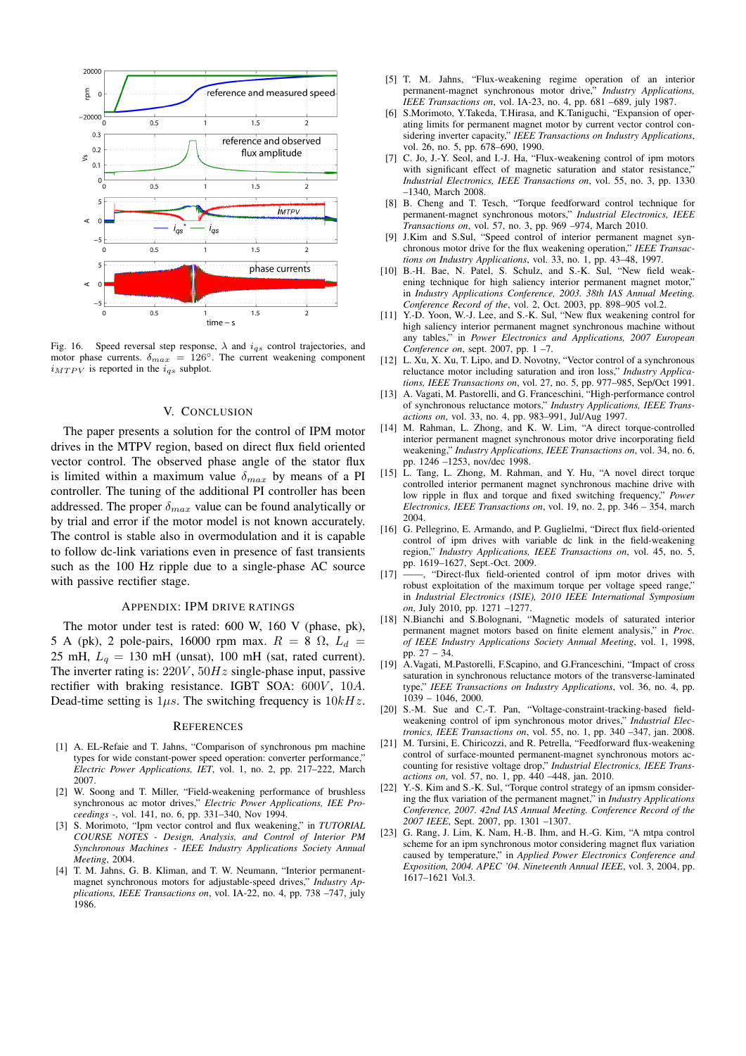20000
rpm
0
−20000
0 0.5 1 1.5 2
reference and measured speed

0.3
0.2
Vs
0.1
0
0 0.5 1 1.5 2
reference and observed flux amplitude

5
A
0
−5
0 0.5 1 1.5 2
$i_{MTPV}$
$i_{qs}^*$ $i_{qs}$

5
A
0
−5
0 0.5 1 1.5 2
phase currents
time – s

Fig. 16. Speed reversal step response, $\lambda$ and $i_{qs}$ control trajectories, and motor phase currents. $\delta_{max} = 126°$. The current weakening component $i_{MTPV}$ is reported in the $i_{qs}$ subplot.

## V. Conclusion

The paper presents a solution for the control of IPM motor drives in the MTPV region, based on direct flux field oriented vector control. The observed phase angle of the stator flux is limited within a maximum value $\delta_{max}$ by means of a PI controller. The tuning of the additional PI controller has been addressed. The proper $\delta_{max}$ value can be found analytically or by trial and error if the motor model is not known accurately. The control is stable also in overmodulation and it is capable to follow dc-link variations even in presence of fast transients such as the 100 Hz ripple due to a single-phase AC source with passive rectifier stage.

## Appendix: IPM drive ratings

The motor under test is rated: 600 W, 160 V (phase, pk), 5 A (pk), 2 pole-pairs, 16000 rpm max. $R = 8\ \Omega$, $L_d = 25$ mH, $L_q = 130$ mH (unsat), 100 mH (sat, rated current). The inverter rating is: $220V$, $50Hz$ single-phase input, passive rectifier with braking resistance. IGBT SOA: $600V$, $10A$. Dead-time setting is $1\mu s$. The switching frequency is $10kHz$.

## References

[1] A. EL-Refaie and T. Jahns, "Comparison of synchronous pm machine types for wide constant-power speed operation: converter performance," *Electric Power Applications, IET*, vol. 1, no. 2, pp. 217–222, March 2007.

[2] W. Soong and T. Miller, "Field-weakening performance of brushless synchronous ac motor drives," *Electric Power Applications, IEE Proceedings -*, vol. 141, no. 6, pp. 331–340, Nov 1994.

[3] S. Morimoto, "Ipm vector control and flux weakening," in *TUTORIAL COURSE NOTES - Design, Analysis, and Control of Interior PM Synchronous Machines - IEEE Industry Applications Society Annual Meeting*, 2004.

[4] T. M. Jahns, G. B. Kliman, and T. W. Neumann, "Interior permanent-magnet synchronous motors for adjustable-speed drives," *Industry Applications, IEEE Transactions on*, vol. IA-22, no. 4, pp. 738 –747, july 1986.

[5] T. M. Jahns, "Flux-weakening regime operation of an interior permanent-magnet synchronous motor drive," *Industry Applications, IEEE Transactions on*, vol. IA-23, no. 4, pp. 681 –689, july 1987.

[6] S.Morimoto, Y.Takeda, T.Hirasa, and K.Taniguchi, "Expansion of operating limits for permanent magnet motor by current vector control considering inverter capacity," *IEEE Transactions on Industry Applications*, vol. 26, no. 5, pp. 678–690, 1990.

[7] C. Jo, J.-Y. Seol, and I.-J. Ha, "Flux-weakening control of ipm motors with significant effect of magnetic saturation and stator resistance," *Industrial Electronics, IEEE Transactions on*, vol. 55, no. 3, pp. 1330 –1340, March 2008.

[8] B. Cheng and T. Tesch, "Torque feedforward control technique for permanent-magnet synchronous motors," *Industrial Electronics, IEEE Transactions on*, vol. 57, no. 3, pp. 969 –974, March 2010.

[9] J.Kim and S.Sul, "Speed control of interior permanent magnet synchronous motor drive for the flux weakening operation," *IEEE Transactions on Industry Applications*, vol. 33, no. 1, pp. 43–48, 1997.

[10] B.-H. Bae, N. Patel, S. Schulz, and S.-K. Sul, "New field weakening technique for high saliency interior permanent magnet motor," in *Industry Applications Conference, 2003. 38th IAS Annual Meeting. Conference Record of the*, vol. 2, Oct. 2003, pp. 898–905 vol.2.

[11] Y.-D. Yoon, W.-J. Lee, and S.-K. Sul, "New flux weakening control for high saliency interior permanent magnet synchronous machine without any tables," in *Power Electronics and Applications, 2007 European Conference on*, sept. 2007, pp. 1 –7.

[12] L. Xu, X. Xu, T. Lipo, and D. Novotny, "Vector control of a synchronous reluctance motor including saturation and iron loss," *Industry Applications, IEEE Transactions on*, vol. 27, no. 5, pp. 977–985, Sep/Oct 1991.

[13] A. Vagati, M. Pastorelli, and G. Franceschini, "High-performance control of synchronous reluctance motors," *Industry Applications, IEEE Transactions on*, vol. 33, no. 4, pp. 983–991, Jul/Aug 1997.

[14] M. Rahman, L. Zhong, and K. W. Lim, "A direct torque-controlled interior permanent magnet synchronous motor drive incorporating field weakening," *Industry Applications, IEEE Transactions on*, vol. 34, no. 6, pp. 1246 –1253, nov/dec 1998.

[15] L. Tang, L. Zhong, M. Rahman, and Y. Hu, "A novel direct torque controlled interior permanent magnet synchronous machine drive with low ripple in flux and torque and fixed switching frequency," *Power Electronics, IEEE Transactions on*, vol. 19, no. 2, pp. 346 – 354, march 2004.

[16] G. Pellegrino, E. Armando, and P. Guglielmi, "Direct flux field-oriented control of ipm drives with variable dc link in the field-weakening region," *Industry Applications, IEEE Transactions on*, vol. 45, no. 5, pp. 1619–1627, Sept.-Oct. 2009.

[17] ——, "Direct-flux field-oriented control of ipm motor drives with robust exploitation of the maximum torque per voltage speed range," in *Industrial Electronics (ISIE), 2010 IEEE International Symposium on*, July 2010, pp. 1271 –1277.

[18] N.Bianchi and S.Bolognani, "Magnetic models of saturated interior permanent magnet motors based on finite element analysis," in *Proc. of IEEE Industry Applications Society Annual Meeting*, vol. 1, 1998, pp. 27 – 34.

[19] A.Vagati, M.Pastorelli, F.Scapino, and G.Franceschini, "Impact of cross saturation in synchronous reluctance motors of the transverse-laminated type," *IEEE Transactions on Industry Applications*, vol. 36, no. 4, pp. 1039 – 1046, 2000.

[20] S.-M. Sue and C.-T. Pan, "Voltage-constraint-tracking-based field-weakening control of ipm synchronous motor drives," *Industrial Electronics, IEEE Transactions on*, vol. 55, no. 1, pp. 340 –347, jan. 2008.

[21] M. Tursini, E. Chiricozzi, and R. Petrella, "Feedforward flux-weakening control of surface-mounted permanent-magnet synchronous motors accounting for resistive voltage drop," *Industrial Electronics, IEEE Transactions on*, vol. 57, no. 1, pp. 440 –448, jan. 2010.

[22] Y.-S. Kim and S.-K. Sul, "Torque control strategy of an ipmsm considering the flux variation of the permanent magnet," in *Industry Applications Conference, 2007. 42nd IAS Annual Meeting. Conference Record of the 2007 IEEE*, Sept. 2007, pp. 1301 –1307.

[23] G. Rang, J. Lim, K. Nam, H.-B. Ihm, and H.-G. Kim, "A mtpa control scheme for an ipm synchronous motor considering magnet flux variation caused by temperature," in *Applied Power Electronics Conference and Exposition, 2004. APEC '04. Nineteenth Annual IEEE*, vol. 3, 2004, pp. 1617–1621 Vol.3.